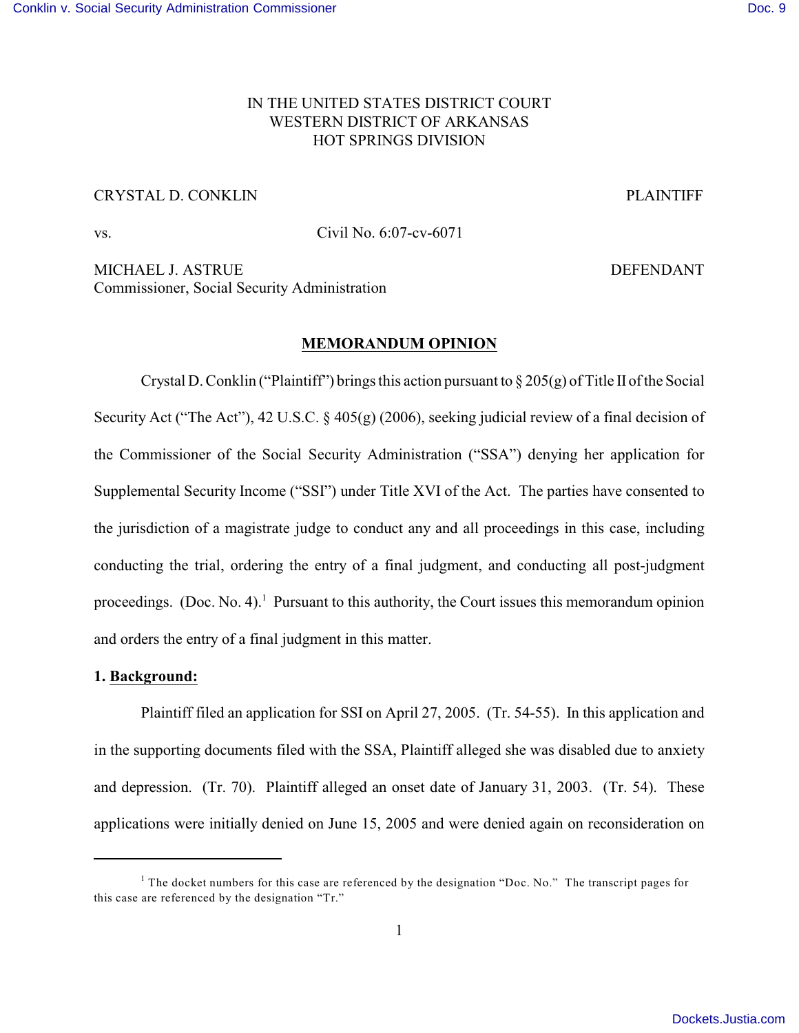IN THE UNITED STATES DISTRICT COURT
WESTERN DISTRICT OF ARKANSAS
HOT SPRINGS DIVISION

CRYSTAL D. CONKLIN PLAINTIFF

vs. Civil No. 6:07-cv-6071

MICHAEL J. ASTRUE DEFENDANT
Commissioner, Social Security Administration

## MEMORANDUM OPINION

Crystal D. Conklin ("Plaintiff") brings this action pursuant to § 205(g) of Title II of the Social Security Act ("The Act"), 42 U.S.C. § 405(g) (2006), seeking judicial review of a final decision of the Commissioner of the Social Security Administration ("SSA") denying her application for Supplemental Security Income ("SSI") under Title XVI of the Act. The parties have consented to the jurisdiction of a magistrate judge to conduct any and all proceedings in this case, including conducting the trial, ordering the entry of a final judgment, and conducting all post-judgment proceedings. (Doc. No. 4).[1] Pursuant to this authority, the Court issues this memorandum opinion and orders the entry of a final judgment in this matter.

**1. Background:**

Plaintiff filed an application for SSI on April 27, 2005. (Tr. 54-55). In this application and in the supporting documents filed with the SSA, Plaintiff alleged she was disabled due to anxiety and depression. (Tr. 70). Plaintiff alleged an onset date of January 31, 2003. (Tr. 54). These applications were initially denied on June 15, 2005 and were denied again on reconsideration on

[1] The docket numbers for this case are referenced by the designation "Doc. No." The transcript pages for this case are referenced by the designation "Tr."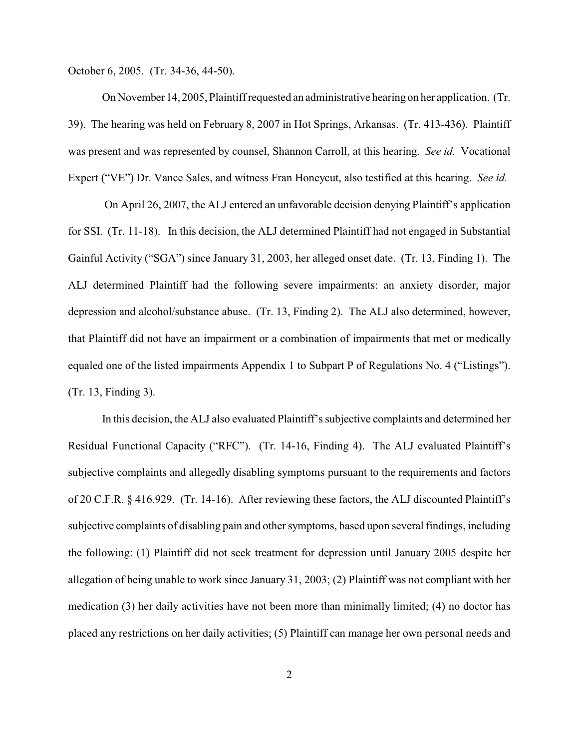October 6, 2005. (Tr. 34-36, 44-50).

On November 14, 2005, Plaintiff requested an administrative hearing on her application. (Tr. 39). The hearing was held on February 8, 2007 in Hot Springs, Arkansas. (Tr. 413-436). Plaintiff was present and was represented by counsel, Shannon Carroll, at this hearing. *See id.* Vocational Expert ("VE") Dr. Vance Sales, and witness Fran Honeycut, also testified at this hearing. *See id.*

On April 26, 2007, the ALJ entered an unfavorable decision denying Plaintiff's application for SSI. (Tr. 11-18). In this decision, the ALJ determined Plaintiff had not engaged in Substantial Gainful Activity ("SGA") since January 31, 2003, her alleged onset date. (Tr. 13, Finding 1). The ALJ determined Plaintiff had the following severe impairments: an anxiety disorder, major depression and alcohol/substance abuse. (Tr. 13, Finding 2). The ALJ also determined, however, that Plaintiff did not have an impairment or a combination of impairments that met or medically equaled one of the listed impairments Appendix 1 to Subpart P of Regulations No. 4 ("Listings"). (Tr. 13, Finding 3).

In this decision, the ALJ also evaluated Plaintiff's subjective complaints and determined her Residual Functional Capacity ("RFC"). (Tr. 14-16, Finding 4). The ALJ evaluated Plaintiff's subjective complaints and allegedly disabling symptoms pursuant to the requirements and factors of 20 C.F.R. § 416.929. (Tr. 14-16). After reviewing these factors, the ALJ discounted Plaintiff's subjective complaints of disabling pain and other symptoms, based upon several findings, including the following: (1) Plaintiff did not seek treatment for depression until January 2005 despite her allegation of being unable to work since January 31, 2003; (2) Plaintiff was not compliant with her medication (3) her daily activities have not been more than minimally limited; (4) no doctor has placed any restrictions on her daily activities; (5) Plaintiff can manage her own personal needs and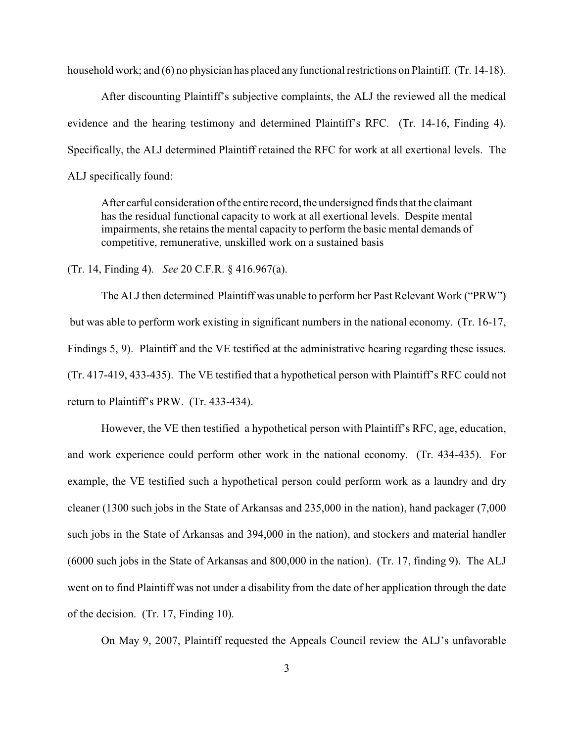household work; and (6) no physician has placed any functional restrictions on Plaintiff. (Tr. 14-18).

After discounting Plaintiff's subjective complaints, the ALJ the reviewed all the medical evidence and the hearing testimony and determined Plaintiff's RFC. (Tr. 14-16, Finding 4). Specifically, the ALJ determined Plaintiff retained the RFC for work at all exertional levels. The ALJ specifically found:

> After carful consideration of the entire record, the undersigned finds that the claimant has the residual functional capacity to work at all exertional levels. Despite mental impairments, she retains the mental capacity to perform the basic mental demands of competitive, remunerative, unskilled work on a sustained basis

(Tr. 14, Finding 4). *See* 20 C.F.R. § 416.967(a).

The ALJ then determined Plaintiff was unable to perform her Past Relevant Work ("PRW") but was able to perform work existing in significant numbers in the national economy. (Tr. 16-17, Findings 5, 9). Plaintiff and the VE testified at the administrative hearing regarding these issues. (Tr. 417-419, 433-435). The VE testified that a hypothetical person with Plaintiff's RFC could not return to Plaintiff's PRW. (Tr. 433-434).

However, the VE then testified a hypothetical person with Plaintiff's RFC, age, education, and work experience could perform other work in the national economy. (Tr. 434-435). For example, the VE testified such a hypothetical person could perform work as a laundry and dry cleaner (1300 such jobs in the State of Arkansas and 235,000 in the nation), hand packager (7,000 such jobs in the State of Arkansas and 394,000 in the nation), and stockers and material handler (6000 such jobs in the State of Arkansas and 800,000 in the nation). (Tr. 17, finding 9). The ALJ went on to find Plaintiff was not under a disability from the date of her application through the date of the decision. (Tr. 17, Finding 10).

On May 9, 2007, Plaintiff requested the Appeals Council review the ALJ's unfavorable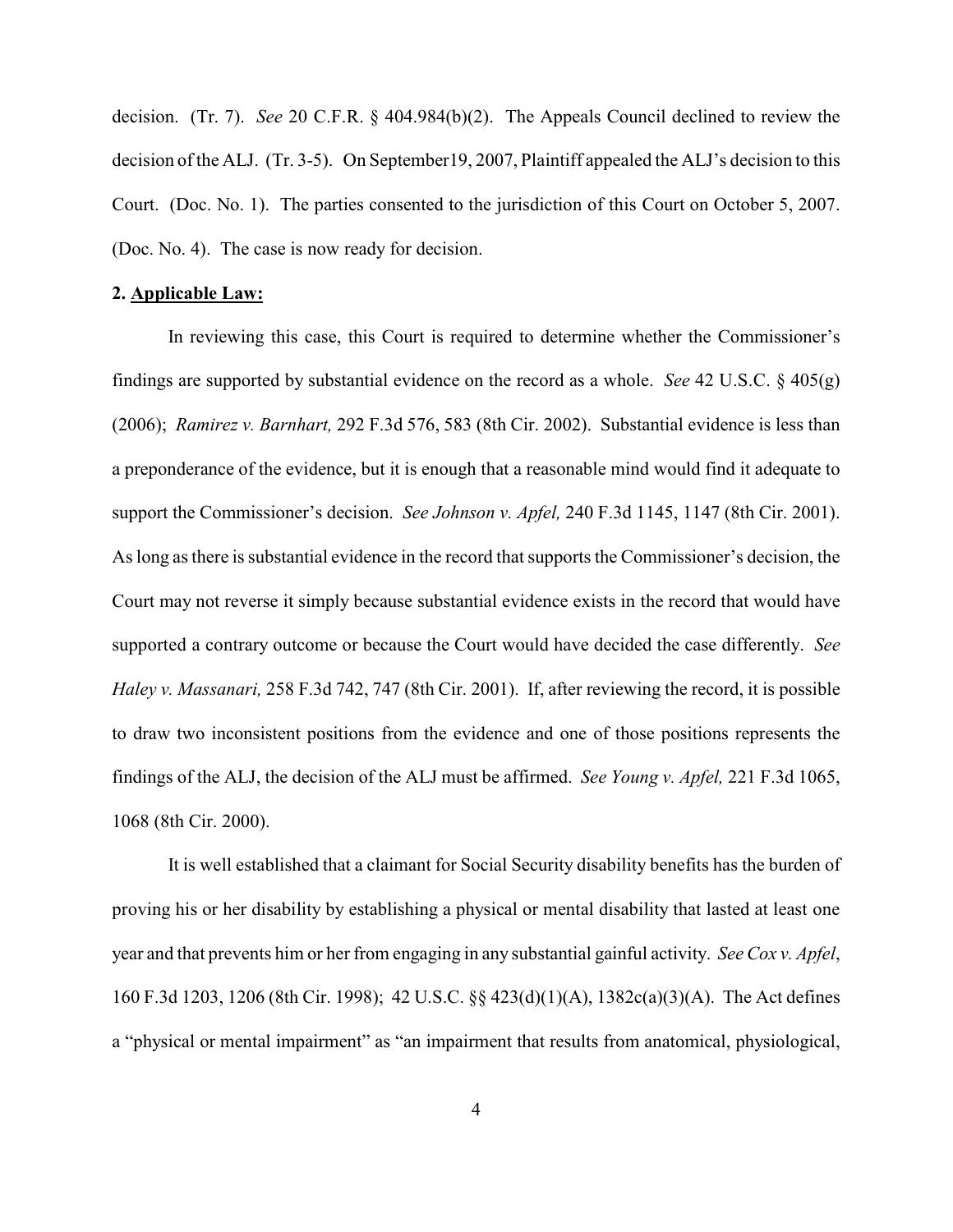decision. (Tr. 7). *See* 20 C.F.R. § 404.984(b)(2). The Appeals Council declined to review the decision of the ALJ. (Tr. 3-5). On September19, 2007, Plaintiff appealed the ALJ's decision to this Court. (Doc. No. 1). The parties consented to the jurisdiction of this Court on October 5, 2007. (Doc. No. 4). The case is now ready for decision.

**2. Applicable Law:**

In reviewing this case, this Court is required to determine whether the Commissioner's findings are supported by substantial evidence on the record as a whole. *See* 42 U.S.C. § 405(g) (2006); *Ramirez v. Barnhart,* 292 F.3d 576, 583 (8th Cir. 2002). Substantial evidence is less than a preponderance of the evidence, but it is enough that a reasonable mind would find it adequate to support the Commissioner's decision. *See Johnson v. Apfel,* 240 F.3d 1145, 1147 (8th Cir. 2001). As long as there is substantial evidence in the record that supports the Commissioner's decision, the Court may not reverse it simply because substantial evidence exists in the record that would have supported a contrary outcome or because the Court would have decided the case differently. *See Haley v. Massanari,* 258 F.3d 742, 747 (8th Cir. 2001). If, after reviewing the record, it is possible to draw two inconsistent positions from the evidence and one of those positions represents the findings of the ALJ, the decision of the ALJ must be affirmed. *See Young v. Apfel,* 221 F.3d 1065, 1068 (8th Cir. 2000).

It is well established that a claimant for Social Security disability benefits has the burden of proving his or her disability by establishing a physical or mental disability that lasted at least one year and that prevents him or her from engaging in any substantial gainful activity. *See Cox v. Apfel*, 160 F.3d 1203, 1206 (8th Cir. 1998); 42 U.S.C. §§ 423(d)(1)(A), 1382c(a)(3)(A). The Act defines a "physical or mental impairment" as "an impairment that results from anatomical, physiological,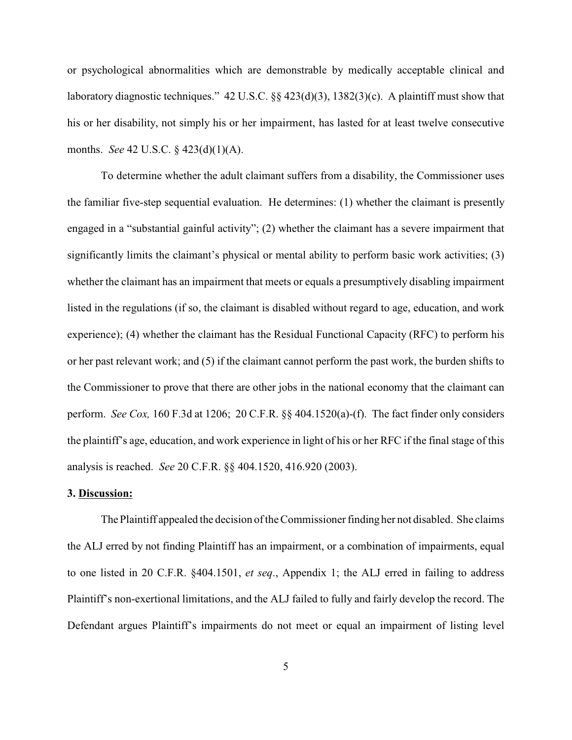or psychological abnormalities which are demonstrable by medically acceptable clinical and laboratory diagnostic techniques." 42 U.S.C. §§ 423(d)(3), 1382(3)(c). A plaintiff must show that his or her disability, not simply his or her impairment, has lasted for at least twelve consecutive months. *See* 42 U.S.C. § 423(d)(1)(A).

To determine whether the adult claimant suffers from a disability, the Commissioner uses the familiar five-step sequential evaluation. He determines: (1) whether the claimant is presently engaged in a "substantial gainful activity"; (2) whether the claimant has a severe impairment that significantly limits the claimant's physical or mental ability to perform basic work activities; (3) whether the claimant has an impairment that meets or equals a presumptively disabling impairment listed in the regulations (if so, the claimant is disabled without regard to age, education, and work experience); (4) whether the claimant has the Residual Functional Capacity (RFC) to perform his or her past relevant work; and (5) if the claimant cannot perform the past work, the burden shifts to the Commissioner to prove that there are other jobs in the national economy that the claimant can perform. *See Cox,* 160 F.3d at 1206; 20 C.F.R. §§ 404.1520(a)-(f). The fact finder only considers the plaintiff's age, education, and work experience in light of his or her RFC if the final stage of this analysis is reached. *See* 20 C.F.R. §§ 404.1520, 416.920 (2003).

**3. <u>Discussion:</u>**

The Plaintiff appealed the decision of the Commissioner finding her not disabled. She claims the ALJ erred by not finding Plaintiff has an impairment, or a combination of impairments, equal to one listed in 20 C.F.R. §404.1501, *et seq*., Appendix 1; the ALJ erred in failing to address Plaintiff's non-exertional limitations, and the ALJ failed to fully and fairly develop the record. The Defendant argues Plaintiff's impairments do not meet or equal an impairment of listing level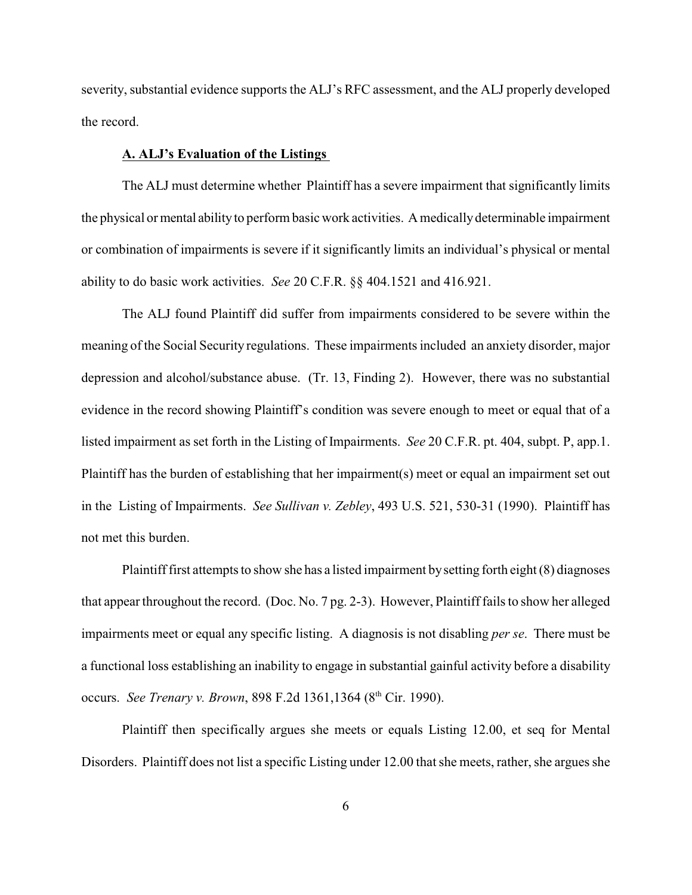severity, substantial evidence supports the ALJ's RFC assessment, and the ALJ properly developed the record.

**A. ALJ's Evaluation of the Listings**

The ALJ must determine whether Plaintiff has a severe impairment that significantly limits the physical or mental ability to perform basic work activities. A medically determinable impairment or combination of impairments is severe if it significantly limits an individual's physical or mental ability to do basic work activities. *See* 20 C.F.R. §§ 404.1521 and 416.921.

The ALJ found Plaintiff did suffer from impairments considered to be severe within the meaning of the Social Security regulations. These impairments included an anxiety disorder, major depression and alcohol/substance abuse. (Tr. 13, Finding 2). However, there was no substantial evidence in the record showing Plaintiff's condition was severe enough to meet or equal that of a listed impairment as set forth in the Listing of Impairments. *See* 20 C.F.R. pt. 404, subpt. P, app.1. Plaintiff has the burden of establishing that her impairment(s) meet or equal an impairment set out in the Listing of Impairments. *See Sullivan v. Zebley*, 493 U.S. 521, 530-31 (1990). Plaintiff has not met this burden.

Plaintiff first attempts to show she has a listed impairment by setting forth eight (8) diagnoses that appear throughout the record. (Doc. No. 7 pg. 2-3). However, Plaintiff fails to show her alleged impairments meet or equal any specific listing. A diagnosis is not disabling *per se*. There must be a functional loss establishing an inability to engage in substantial gainful activity before a disability occurs. *See Trenary v. Brown*, 898 F.2d 1361,1364 (8th Cir. 1990).

Plaintiff then specifically argues she meets or equals Listing 12.00, et seq for Mental Disorders. Plaintiff does not list a specific Listing under 12.00 that she meets, rather, she argues she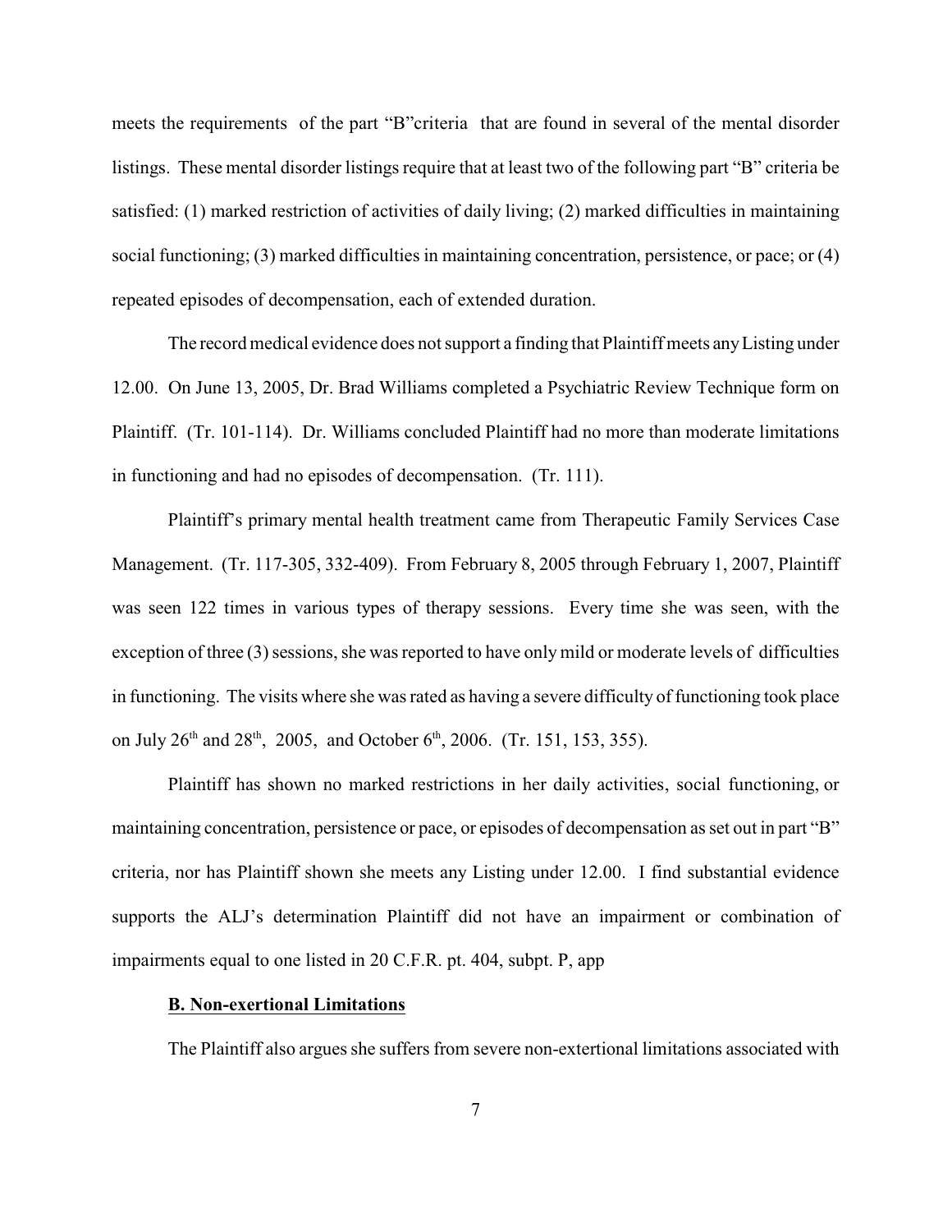meets the requirements of the part "B"criteria that are found in several of the mental disorder listings. These mental disorder listings require that at least two of the following part "B" criteria be satisfied: (1) marked restriction of activities of daily living; (2) marked difficulties in maintaining social functioning; (3) marked difficulties in maintaining concentration, persistence, or pace; or (4) repeated episodes of decompensation, each of extended duration.

The record medical evidence does not support a finding that Plaintiff meets any Listing under 12.00. On June 13, 2005, Dr. Brad Williams completed a Psychiatric Review Technique form on Plaintiff. (Tr. 101-114). Dr. Williams concluded Plaintiff had no more than moderate limitations in functioning and had no episodes of decompensation. (Tr. 111).

Plaintiff's primary mental health treatment came from Therapeutic Family Services Case Management. (Tr. 117-305, 332-409). From February 8, 2005 through February 1, 2007, Plaintiff was seen 122 times in various types of therapy sessions. Every time she was seen, with the exception of three (3) sessions, she was reported to have only mild or moderate levels of difficulties in functioning. The visits where she was rated as having a severe difficulty of functioning took place on July 26th and 28th, 2005, and October 6th, 2006. (Tr. 151, 153, 355).

Plaintiff has shown no marked restrictions in her daily activities, social functioning, or maintaining concentration, persistence or pace, or episodes of decompensation as set out in part "B" criteria, nor has Plaintiff shown she meets any Listing under 12.00. I find substantial evidence supports the ALJ's determination Plaintiff did not have an impairment or combination of impairments equal to one listed in 20 C.F.R. pt. 404, subpt. P, app

**B. Non-exertional Limitations**

The Plaintiff also argues she suffers from severe non-extertional limitations associated with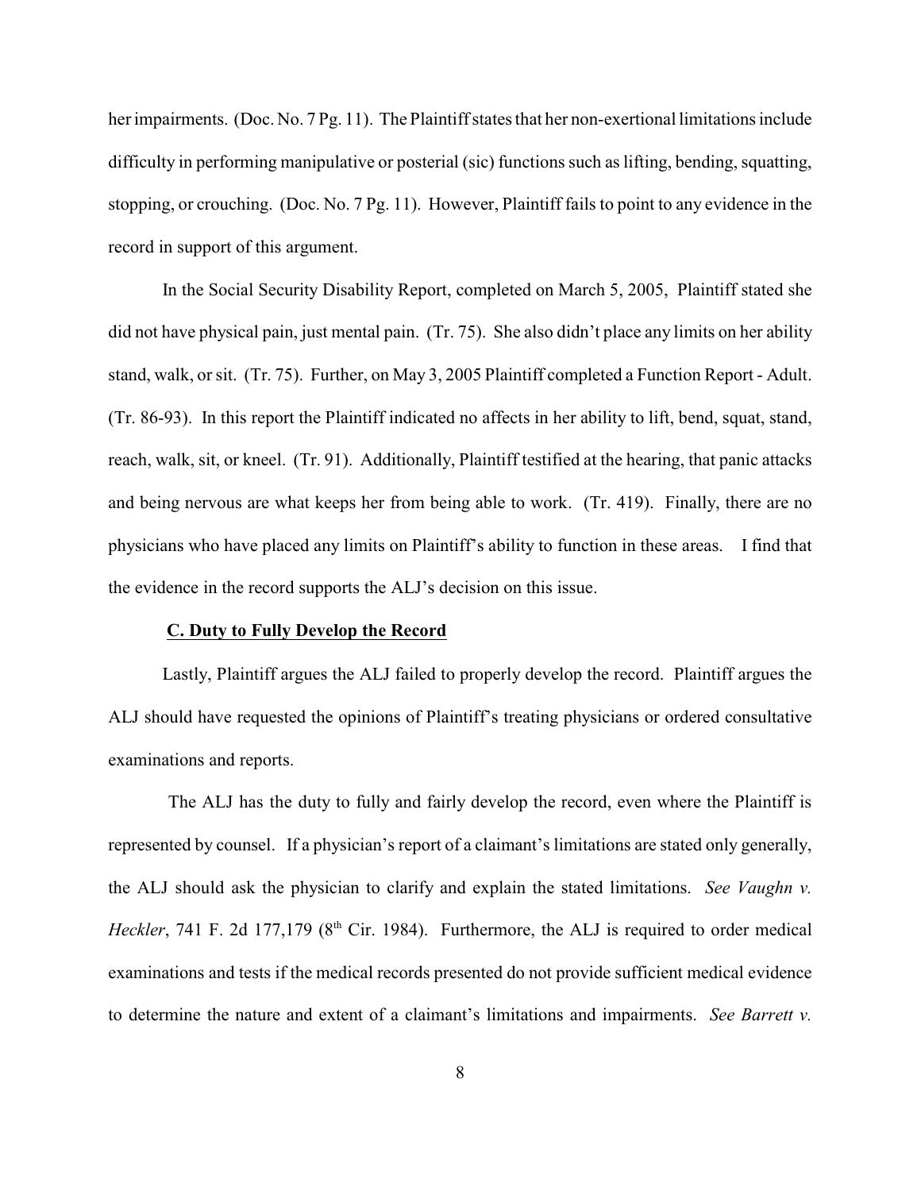her impairments. (Doc. No. 7 Pg. 11). The Plaintiff states that her non-exertional limitations include difficulty in performing manipulative or posterial (sic) functions such as lifting, bending, squatting, stopping, or crouching. (Doc. No. 7 Pg. 11). However, Plaintiff fails to point to any evidence in the record in support of this argument.

In the Social Security Disability Report, completed on March 5, 2005, Plaintiff stated she did not have physical pain, just mental pain. (Tr. 75). She also didn't place any limits on her ability stand, walk, or sit. (Tr. 75). Further, on May 3, 2005 Plaintiff completed a Function Report - Adult. (Tr. 86-93). In this report the Plaintiff indicated no affects in her ability to lift, bend, squat, stand, reach, walk, sit, or kneel. (Tr. 91). Additionally, Plaintiff testified at the hearing, that panic attacks and being nervous are what keeps her from being able to work. (Tr. 419). Finally, there are no physicians who have placed any limits on Plaintiff's ability to function in these areas. I find that the evidence in the record supports the ALJ's decision on this issue.

**C. Duty to Fully Develop the Record**

Lastly, Plaintiff argues the ALJ failed to properly develop the record. Plaintiff argues the ALJ should have requested the opinions of Plaintiff's treating physicians or ordered consultative examinations and reports.

The ALJ has the duty to fully and fairly develop the record, even where the Plaintiff is represented by counsel. If a physician's report of a claimant's limitations are stated only generally, the ALJ should ask the physician to clarify and explain the stated limitations. *See Vaughn v. Heckler*, 741 F. 2d 177,179 (8th Cir. 1984). Furthermore, the ALJ is required to order medical examinations and tests if the medical records presented do not provide sufficient medical evidence to determine the nature and extent of a claimant's limitations and impairments. *See Barrett v.*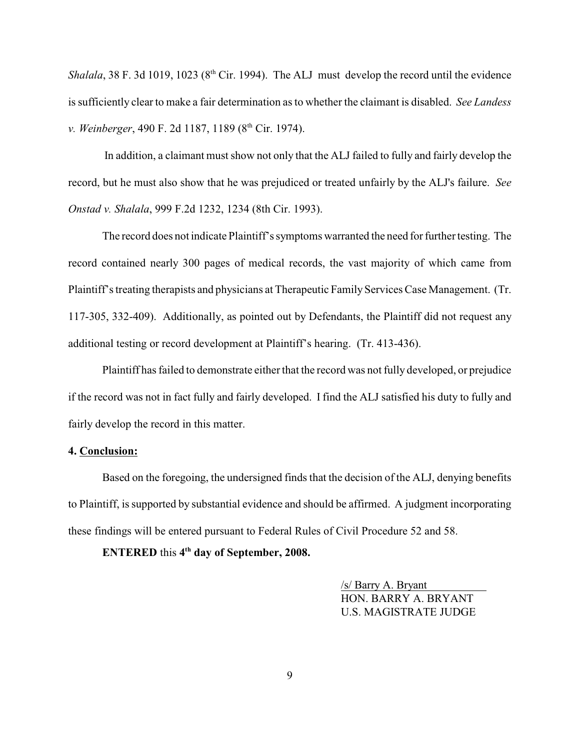*Shalala*, 38 F. 3d 1019, 1023 (8th Cir. 1994). The ALJ must develop the record until the evidence is sufficiently clear to make a fair determination as to whether the claimant is disabled. *See Landess v. Weinberger*, 490 F. 2d 1187, 1189 (8th Cir. 1974).

In addition, a claimant must show not only that the ALJ failed to fully and fairly develop the record, but he must also show that he was prejudiced or treated unfairly by the ALJ's failure. *See Onstad v. Shalala*, 999 F.2d 1232, 1234 (8th Cir. 1993).

The record does not indicate Plaintiff's symptoms warranted the need for further testing. The record contained nearly 300 pages of medical records, the vast majority of which came from Plaintiff's treating therapists and physicians at Therapeutic Family Services Case Management. (Tr. 117-305, 332-409). Additionally, as pointed out by Defendants, the Plaintiff did not request any additional testing or record development at Plaintiff's hearing. (Tr. 413-436).

Plaintiff has failed to demonstrate either that the record was not fully developed, or prejudice if the record was not in fact fully and fairly developed. I find the ALJ satisfied his duty to fully and fairly develop the record in this matter.

**4. Conclusion:**

Based on the foregoing, the undersigned finds that the decision of the ALJ, denying benefits to Plaintiff, is supported by substantial evidence and should be affirmed. A judgment incorporating these findings will be entered pursuant to Federal Rules of Civil Procedure 52 and 58.

**ENTERED** this **4th day of September, 2008.**

/s/ Barry A. Bryant
HON. BARRY A. BRYANT
U.S. MAGISTRATE JUDGE